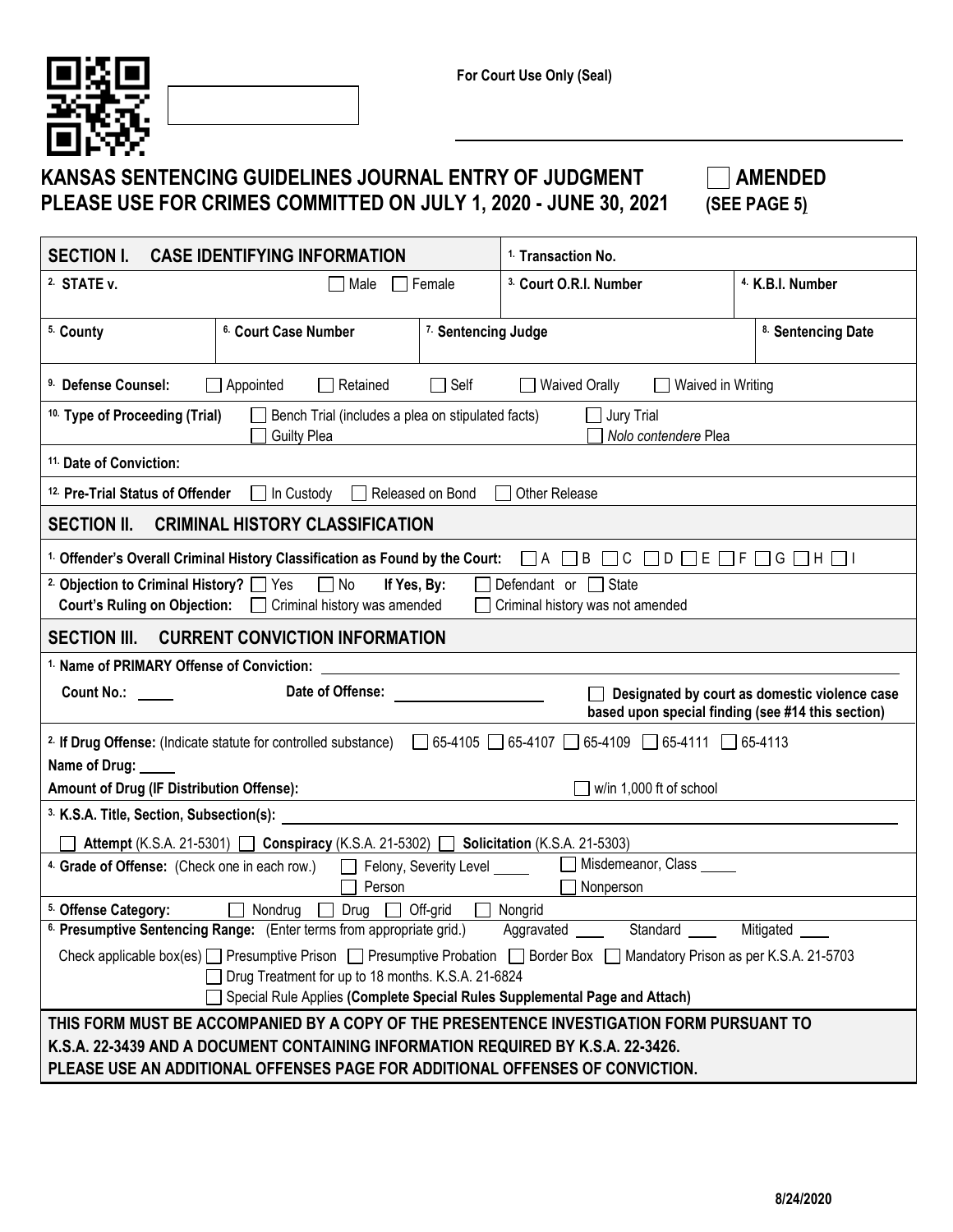For Court Use Only (Seal)

# KANSAS SENTENCING GUIDELINES JOURNAL ENTRY OF JUDGMENT
# PLEASE USE FOR CRIMES COMMITTED ON JULY 1, 2020 - JUNE 30, 2021

☐ **AMENDED (SEE PAGE 5)**

## SECTION I. CASE IDENTIFYING INFORMATION

**1. Transaction No.**

**2. STATE v.** ☐ Male ☐ Female

**3. Court O.R.I. Number**

**4. K.B.I. Number**

**5. County**

**6. Court Case Number**

**7. Sentencing Judge**

**8. Sentencing Date**

**9. Defense Counsel:** ☐ Appointed ☐ Retained ☐ Self ☐ Waived Orally ☐ Waived in Writing

**10. Type of Proceeding (Trial)** ☐ Bench Trial (includes a plea on stipulated facts) ☐ Jury Trial ☐ Guilty Plea ☐ *Nolo contendere* Plea

**11. Date of Conviction:**

**12. Pre-Trial Status of Offender** ☐ In Custody ☐ Released on Bond ☐ Other Release

## SECTION II. CRIMINAL HISTORY CLASSIFICATION

**1. Offender's Overall Criminal History Classification as Found by the Court:** ☐ A ☐ B ☐ C ☐ D ☐ E ☐ F ☐ G ☐ H ☐ I

**2. Objection to Criminal History?** ☐ Yes ☐ No **If Yes, By:** ☐ Defendant or ☐ State

**Court's Ruling on Objection:** ☐ Criminal history was amended ☐ Criminal history was not amended

## SECTION III. CURRENT CONVICTION INFORMATION

**1. Name of PRIMARY Offense of Conviction:**

**Count No.:** **Date of Offense:** ☐ **Designated by court as domestic violence case based upon special finding (see #14 this section)**

**2. If Drug Offense:** (Indicate statute for controlled substance) ☐ 65-4105 ☐ 65-4107 ☐ 65-4109 ☐ 65-4111 ☐ 65-4113

**Name of Drug:**

**Amount of Drug (IF Distribution Offense):** ☐ w/in 1,000 ft of school

**3. K.S.A. Title, Section, Subsection(s):**

☐ **Attempt** (K.S.A. 21-5301) ☐ **Conspiracy** (K.S.A. 21-5302) ☐ **Solicitation** (K.S.A. 21-5303)

**4. Grade of Offense:** (Check one in each row.) ☐ Felony, Severity Level ____ ☐ Misdemeanor, Class ____ ☐ Person ☐ Nonperson

**5. Offense Category:** ☐ Nondrug ☐ Drug ☐ Off-grid ☐ Nongrid

**6. Presumptive Sentencing Range:** (Enter terms from appropriate grid.) Aggravated ____ Standard ____ Mitigated ____

Check applicable box(es) ☐ Presumptive Prison ☐ Presumptive Probation ☐ Border Box ☐ Mandatory Prison as per K.S.A. 21-5703
☐ Drug Treatment for up to 18 months. K.S.A. 21-6824
☐ Special Rule Applies **(Complete Special Rules Supplemental Page and Attach)**

**THIS FORM MUST BE ACCOMPANIED BY A COPY OF THE PRESENTENCE INVESTIGATION FORM PURSUANT TO K.S.A. 22-3439 AND A DOCUMENT CONTAINING INFORMATION REQUIRED BY K.S.A. 22-3426.**
**PLEASE USE AN ADDITIONAL OFFENSES PAGE FOR ADDITIONAL OFFENSES OF CONVICTION.**

8/24/2020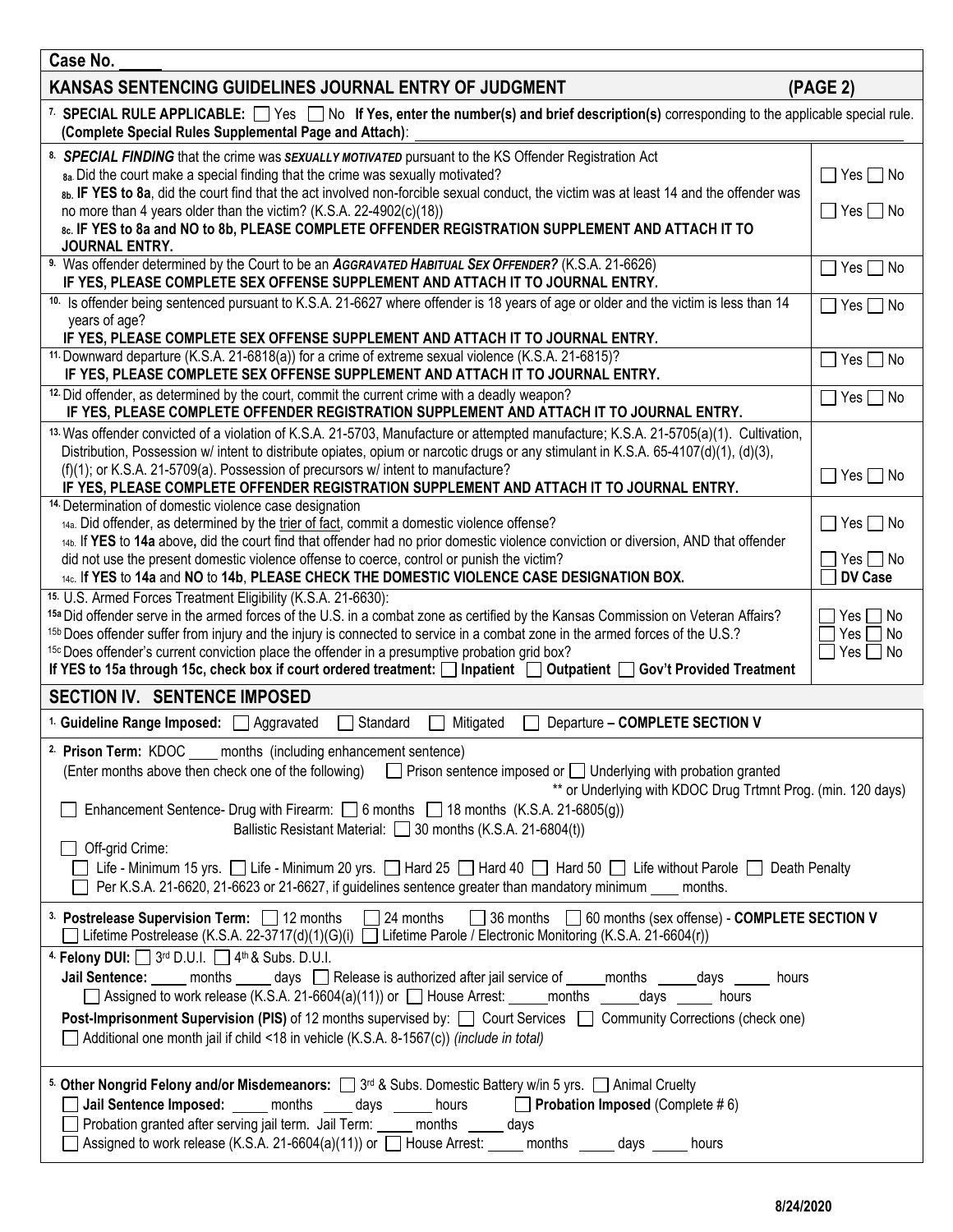Case No. _____

## KANSAS SENTENCING GUIDELINES JOURNAL ENTRY OF JUDGMENT (PAGE 2)

7. **SPECIAL RULE APPLICABLE:** ☐ Yes ☐ No **If Yes, enter the number(s) and brief description(s)** corresponding to the applicable special rule. **(Complete Special Rules Supplemental Page and Attach)**: ______________________________

| | |
|---|---|
| 8. ***SPECIAL FINDING*** that the crime was ***SEXUALLY MOTIVATED*** pursuant to the KS Offender Registration Act | |
| 8a. Did the court make a special finding that the crime was sexually motivated? | ☐ Yes ☐ No |
| 8b. **IF YES to 8a**, did the court find that the act involved non-forcible sexual conduct, the victim was at least 14 and the offender was no more than 4 years older than the victim? (K.S.A. 22-4902(c)(18)) | ☐ Yes ☐ No |
| 8c. **IF YES to 8a and NO to 8b, PLEASE COMPLETE OFFENDER REGISTRATION SUPPLEMENT AND ATTACH IT TO JOURNAL ENTRY.** | |
| 9. Was offender determined by the Court to be an ***AGGRAVATED HABITUAL SEX OFFENDER?*** (K.S.A. 21-6626) **IF YES, PLEASE COMPLETE SEX OFFENSE SUPPLEMENT AND ATTACH IT TO JOURNAL ENTRY.** | ☐ Yes ☐ No |
| 10. Is offender being sentenced pursuant to K.S.A. 21-6627 where offender is 18 years of age or older and the victim is less than 14 years of age? **IF YES, PLEASE COMPLETE SEX OFFENSE SUPPLEMENT AND ATTACH IT TO JOURNAL ENTRY.** | ☐ Yes ☐ No |
| 11. Downward departure (K.S.A. 21-6818(a)) for a crime of extreme sexual violence (K.S.A. 21-6815)? **IF YES, PLEASE COMPLETE SEX OFFENSE SUPPLEMENT AND ATTACH IT TO JOURNAL ENTRY.** | ☐ Yes ☐ No |
| 12. Did offender, as determined by the court, commit the current crime with a deadly weapon? **IF YES, PLEASE COMPLETE OFFENDER REGISTRATION SUPPLEMENT AND ATTACH IT TO JOURNAL ENTRY.** | ☐ Yes ☐ No |
| 13. Was offender convicted of a violation of K.S.A. 21-5703, Manufacture or attempted manufacture; K.S.A. 21-5705(a)(1). Cultivation, Distribution, Possession w/ intent to distribute opiates, opium or narcotic drugs or any stimulant in K.S.A. 65-4107(d)(1), (d)(3), (f)(1); or K.S.A. 21-5709(a). Possession of precursors w/ intent to manufacture? **IF YES, PLEASE COMPLETE OFFENDER REGISTRATION SUPPLEMENT AND ATTACH IT TO JOURNAL ENTRY.** | ☐ Yes ☐ No |
| 14. Determination of domestic violence case designation | |
| 14a. Did offender, as determined by the trier of fact, commit a domestic violence offense? | ☐ Yes ☐ No |
| 14b. If **YES** to **14a** above**,** did the court find that offender had no prior domestic violence conviction or diversion, AND that offender did not use the present domestic violence offense to coerce, control or punish the victim? | ☐ Yes ☐ No |
| 14c. **If YES to 14a and NO to 14b, PLEASE CHECK THE DOMESTIC VIOLENCE CASE DESIGNATION BOX.** | ☐ **DV Case** |
| 15. U.S. Armed Forces Treatment Eligibility (K.S.A. 21-6630): | |
| 15a Did offender serve in the armed forces of the U.S. in a combat zone as certified by the Kansas Commission on Veteran Affairs? | ☐ Yes ☐ No |
| 15b Does offender suffer from injury and the injury is connected to service in a combat zone in the armed forces of the U.S.? | ☐ Yes ☐ No |
| 15c Does offender's current conviction place the offender in a presumptive probation grid box? | ☐ Yes ☐ No |
| **If YES to 15a through 15c, check box if court ordered treatment:** ☐ **Inpatient** ☐ **Outpatient** ☐ **Gov't Provided Treatment** | |

## SECTION IV. SENTENCE IMPOSED

1. **Guideline Range Imposed:** ☐ Aggravated ☐ Standard ☐ Mitigated ☐ Departure **– COMPLETE SECTION V**

2. **Prison Term:** KDOC ____ months (including enhancement sentence)
   (Enter months above then check one of the following) ☐ Prison sentence imposed or ☐ Underlying with probation granted
   ** or Underlying with KDOC Drug Trtmnt Prog. (min. 120 days)

   ☐ Enhancement Sentence- Drug with Firearm: ☐ 6 months ☐ 18 months (K.S.A. 21-6805(g))
   Ballistic Resistant Material: ☐ 30 months (K.S.A. 21-6804(t))

   ☐ Off-grid Crime:
   ☐ Life - Minimum 15 yrs. ☐ Life - Minimum 20 yrs. ☐ Hard 25 ☐ Hard 40 ☐ Hard 50 ☐ Life without Parole ☐ Death Penalty
   ☐ Per K.S.A. 21-6620, 21-6623 or 21-6627, if guidelines sentence greater than mandatory minimum ____ months.

3. **Postrelease Supervision Term:** ☐ 12 months ☐ 24 months ☐ 36 months ☐ 60 months (sex offense) - **COMPLETE SECTION V**
   ☐ Lifetime Postrelease (K.S.A. 22-3717(d)(1)(G)(i) ☐ Lifetime Parole / Electronic Monitoring (K.S.A. 21-6604(r))

4. **Felony DUI:** ☐ 3rd D.U.I. ☐ 4th & Subs. D.U.I.
   **Jail Sentence:** _____ months _____ days ☐ Release is authorized after jail service of _____months _____days _____ hours
   ☐ Assigned to work release (K.S.A. 21-6604(a)(11)) or ☐ House Arrest: _____months _____days _____ hours
   **Post-Imprisonment Supervision (PIS)** of 12 months supervised by: ☐ Court Services ☐ Community Corrections (check one)
   ☐ Additional one month jail if child <18 in vehicle (K.S.A. 8-1567(c)) *(include in total)*

5. **Other Nongrid Felony and/or Misdemeanors:** ☐ 3rd & Subs. Domestic Battery w/in 5 yrs. ☐ Animal Cruelty
   ☐ **Jail Sentence Imposed:** _____ months ____ days _____ hours ☐ **Probation Imposed** (Complete # 6)
   ☐ Probation granted after serving jail term. Jail Term: _____ months _____ days
   ☐ Assigned to work release (K.S.A. 21-6604(a)(11)) or ☐ House Arrest: _____ months _____ days _____ hours

8/24/2020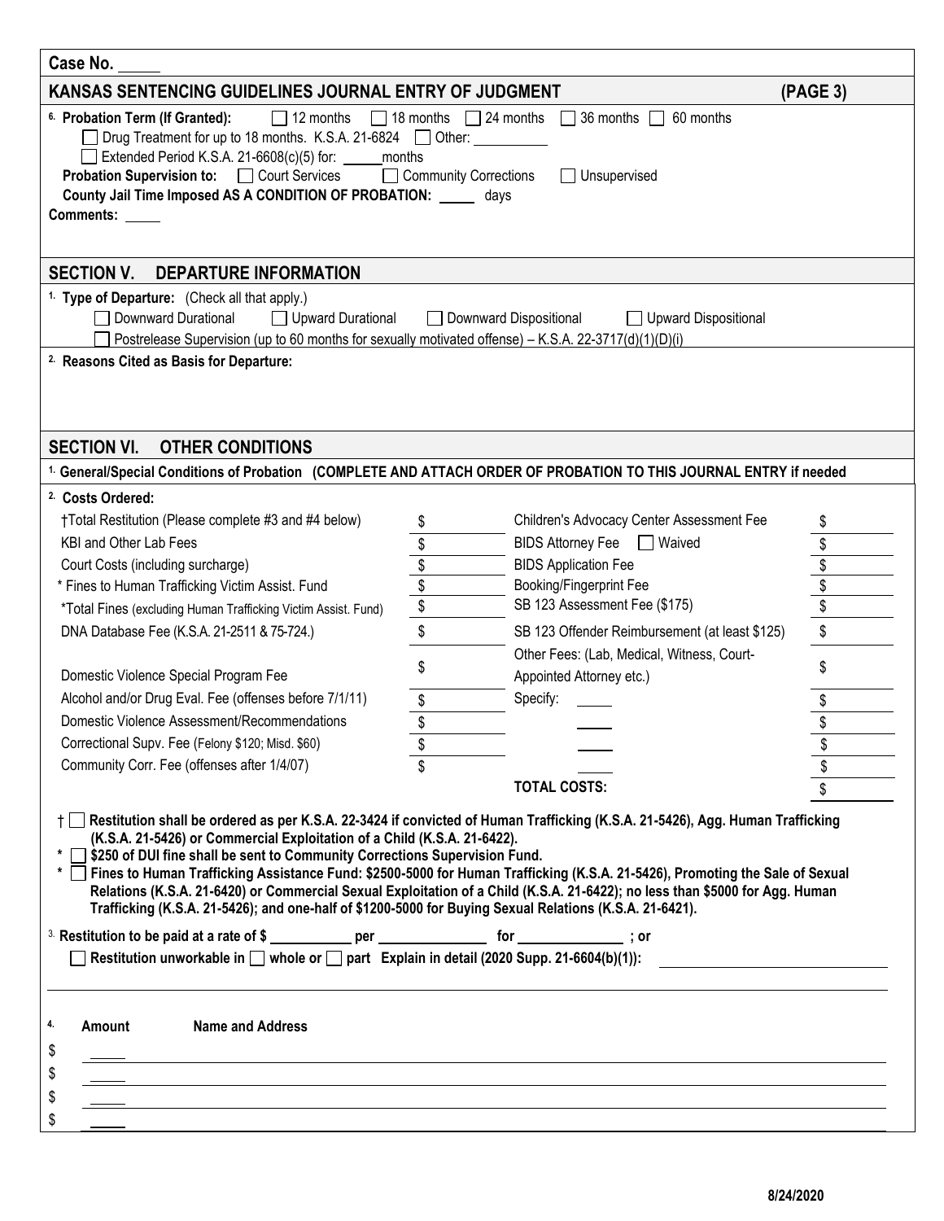Case No. \_\_\_\_\_

## KANSAS SENTENCING GUIDELINES JOURNAL ENTRY OF JUDGMENT (PAGE 3)

**6. Probation Term (If Granted):** ☐ 12 months ☐ 18 months ☐ 24 months ☐ 36 months ☐ 60 months

☐ Drug Treatment for up to 18 months. K.S.A. 21-6824 ☐ Other: \_\_\_\_\_\_\_\_\_\_

☐ Extended Period K.S.A. 21-6608(c)(5) for: \_\_\_\_\_\_ months

**Probation Supervision to:** ☐ Court Services ☐ Community Corrections ☐ Unsupervised

**County Jail Time Imposed AS A CONDITION OF PROBATION:** \_\_\_\_\_ days

**Comments:** \_\_\_\_\_

## SECTION V. DEPARTURE INFORMATION

**1. Type of Departure:** (Check all that apply.)

☐ Downward Durational ☐ Upward Durational ☐ Downward Dispositional ☐ Upward Dispositional

☐ Postrelease Supervision (up to 60 months for sexually motivated offense) – K.S.A. 22-3717(d)(1)(D)(i)

**2. Reasons Cited as Basis for Departure:**

## SECTION VI. OTHER CONDITIONS

**1. General/Special Conditions of Probation (COMPLETE AND ATTACH ORDER OF PROBATION TO THIS JOURNAL ENTRY if needed**

**2. Costs Ordered:**

| | | | |
|---|---|---|---|
| †Total Restitution (Please complete #3 and #4 below) | $ | Children's Advocacy Center Assessment Fee | $ |
| KBI and Other Lab Fees | $ | BIDS Attorney Fee ☐ Waived | $ |
| Court Costs (including surcharge) | $ | BIDS Application Fee | $ |
| * Fines to Human Trafficking Victim Assist. Fund | $ | Booking/Fingerprint Fee | $ |
| *Total Fines (excluding Human Trafficking Victim Assist. Fund) | $ | SB 123 Assessment Fee ($175) | $ |
| DNA Database Fee (K.S.A. 21-2511 & 75-724.) | $ | SB 123 Offender Reimbursement (at least $125) | $ |
| Domestic Violence Special Program Fee | $ | Other Fees: (Lab, Medical, Witness, Court-Appointed Attorney etc.) | $ |
| Alcohol and/or Drug Eval. Fee (offenses before 7/1/11) | $ | Specify: \_\_\_\_\_ | $ |
| Domestic Violence Assessment/Recommendations | $ | \_\_\_\_\_ | $ |
| Correctional Supv. Fee (Felony $120; Misd. $60) | $ | \_\_\_\_\_ | $ |
| Community Corr. Fee (offenses after 1/4/07) | $ | \_\_\_\_\_ | $ |
| | | **TOTAL COSTS:** | $ |

† ☐ **Restitution shall be ordered as per K.S.A. 22-3424 if convicted of Human Trafficking (K.S.A. 21-5426), Agg. Human Trafficking (K.S.A. 21-5426) or Commercial Exploitation of a Child (K.S.A. 21-6422).**

\* ☐ **$250 of DUI fine shall be sent to Community Corrections Supervision Fund.**

\* ☐ **Fines to Human Trafficking Assistance Fund: $2500-5000 for Human Trafficking (K.S.A. 21-5426), Promoting the Sale of Sexual Relations (K.S.A. 21-6420) or Commercial Sexual Exploitation of a Child (K.S.A. 21-6422); no less than $5000 for Agg. Human Trafficking (K.S.A. 21-5426); and one-half of $1200-5000 for Buying Sexual Relations (K.S.A. 21-6421).**

**3. Restitution to be paid at a rate of $ \_\_\_\_\_\_\_\_\_\_\_ per \_\_\_\_\_\_\_\_\_\_\_\_\_\_\_ for \_\_\_\_\_\_\_\_\_\_\_\_\_\_\_ ; or**

☐ **Restitution unworkable in ☐ whole or ☐ part Explain in detail (2020 Supp. 21-6604(b)(1)):** \_\_\_\_\_\_\_\_\_\_\_\_\_\_\_\_\_\_\_\_

| **4. Amount** | **Name and Address** |
|---|---|
| $ \_\_\_\_\_ | |
| $ \_\_\_\_\_ | |
| $ \_\_\_\_\_ | |
| $ \_\_\_\_\_ | |

8/24/2020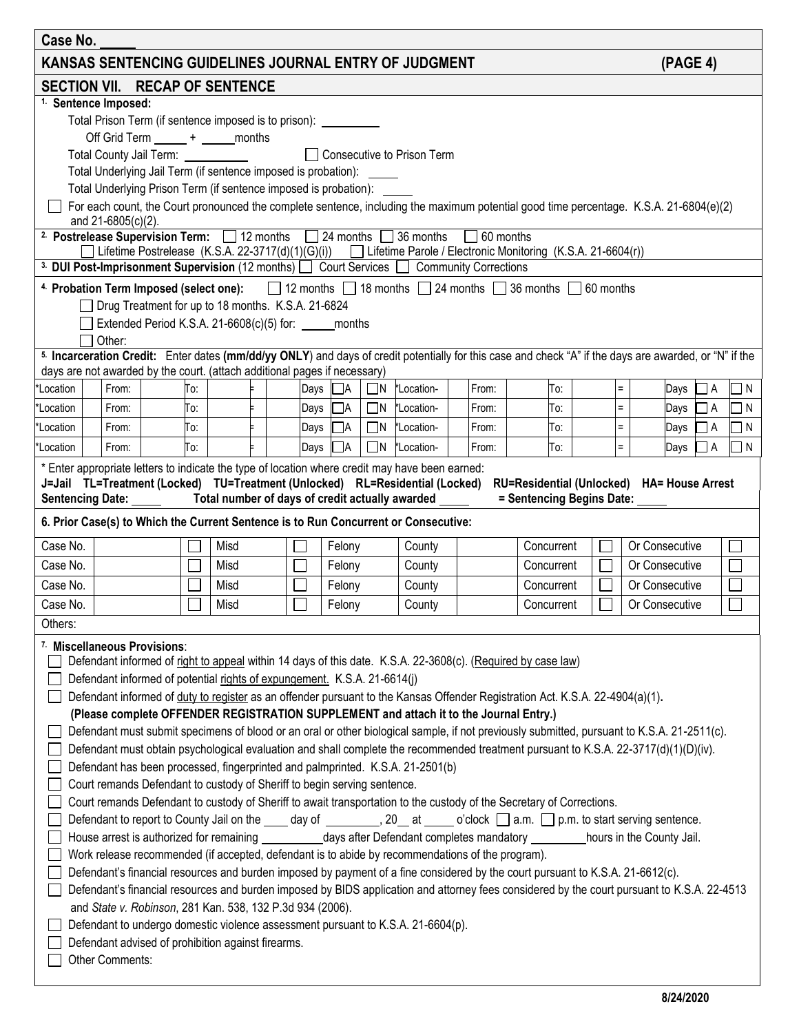Case No. _____

## KANSAS SENTENCING GUIDELINES JOURNAL ENTRY OF JUDGMENT (PAGE 4)

### SECTION VII. RECAP OF SENTENCE

**1. Sentence Imposed:**

Total Prison Term (if sentence imposed is to prison): __________

Off Grid Term ______ + ______months

Total County Jail Term: __________ ☐ Consecutive to Prison Term

Total Underlying Jail Term (if sentence imposed is probation): _____

Total Underlying Prison Term (if sentence imposed is probation): _____

☐ For each count, the Court pronounced the complete sentence, including the maximum potential good time percentage. K.S.A. 21-6804(e)(2) and 21-6805(c)(2).

**2. Postrelease Supervision Term:** ☐ 12 months ☐ 24 months ☐ 36 months ☐ 60 months
☐ Lifetime Postrelease (K.S.A. 22-3717(d)(1)(G)(i)) ☐ Lifetime Parole / Electronic Monitoring (K.S.A. 21-6604(r))

**3. DUI Post-Imprisonment Supervision** (12 months) ☐ Court Services ☐ Community Corrections

**4. Probation Term Imposed (select one):** ☐ 12 months ☐ 18 months ☐ 24 months ☐ 36 months ☐ 60 months
☐ Drug Treatment for up to 18 months. K.S.A. 21-6824
☐ Extended Period K.S.A. 21-6608(c)(5) for: ______months
☐ Other:

**5. Incarceration Credit:** Enter dates **(mm/dd/yy ONLY)** and days of credit potentially for this case and check "A" if the days are awarded, or "N" if the days are not awarded by the court. (attach additional pages if necessary)

| *Location | | From: | | To: | | = | | Days | ☐A | ☐N | *Location- | | From: | | To: | | = | | Days | ☐A | ☐N |
|---|---|---|---|---|---|---|---|---|---|---|---|---|---|---|---|---|---|---|---|---|---|
| *Location | | From: | | To: | | = | | Days | ☐A | ☐N | *Location- | | From: | | To: | | = | | Days | ☐A | ☐N |
| *Location | | From: | | To: | | = | | Days | ☐A | ☐N | *Location- | | From: | | To: | | = | | Days | ☐A | ☐N |
| *Location | | From: | | To: | | = | | Days | ☐A | ☐N | *Location- | | From: | | To: | | = | | Days | ☐A | ☐N |

* Enter appropriate letters to indicate the type of location where credit may have been earned:
**J=Jail TL=Treatment (Locked) TU=Treatment (Unlocked) RL=Residential (Locked) RU=Residential (Unlocked) HA= House Arrest**
**Sentencing Date:** _____ **Total number of days of credit actually awarded** _____ **= Sentencing Begins Date:** _____

**6. Prior Case(s) to Which the Current Sentence is to Run Concurrent or Consecutive:**

| Case No. | | ☐ | Misd | ☐ | Felony | County | | Concurrent | ☐ | Or Consecutive | ☐ |
|---|---|---|---|---|---|---|---|---|---|---|---|
| Case No. | | ☐ | Misd | ☐ | Felony | County | | Concurrent | ☐ | Or Consecutive | ☐ |
| Case No. | | ☐ | Misd | ☐ | Felony | County | | Concurrent | ☐ | Or Consecutive | ☐ |
| Case No. | | ☐ | Misd | ☐ | Felony | County | | Concurrent | ☐ | Or Consecutive | ☐ |

Others:

**7. Miscellaneous Provisions:**

- ☐ Defendant informed of right to appeal within 14 days of this date. K.S.A. 22-3608(c). (Required by case law)
- ☐ Defendant informed of potential rights of expungement. K.S.A. 21-6614(j)
- ☐ Defendant informed of duty to register as an offender pursuant to the Kansas Offender Registration Act. K.S.A. 22-4904(a)(1). **(Please complete OFFENDER REGISTRATION SUPPLEMENT and attach it to the Journal Entry.)**
- ☐ Defendant must submit specimens of blood or an oral or other biological sample, if not previously submitted, pursuant to K.S.A. 21-2511(c).
- ☐ Defendant must obtain psychological evaluation and shall complete the recommended treatment pursuant to K.S.A. 22-3717(d)(1)(D)(iv).
- ☐ Defendant has been processed, fingerprinted and palmprinted. K.S.A. 21-2501(b)
- ☐ Court remands Defendant to custody of Sheriff to begin serving sentence.
- ☐ Court remands Defendant to custody of Sheriff to await transportation to the custody of the Secretary of Corrections.
- ☐ Defendant to report to County Jail on the ____ day of _________, 20__ at _____ o'clock ☐ a.m. ☐ p.m. to start serving sentence.
- ☐ House arrest is authorized for remaining __________days after Defendant completes mandatory _________hours in the County Jail.
- ☐ Work release recommended (if accepted, defendant is to abide by recommendations of the program).
- ☐ Defendant's financial resources and burden imposed by payment of a fine considered by the court pursuant to K.S.A. 21-6612(c).
- ☐ Defendant's financial resources and burden imposed by BIDS application and attorney fees considered by the court pursuant to K.S.A. 22-4513 and *State v. Robinson*, 281 Kan. 538, 132 P.3d 934 (2006).
- ☐ Defendant to undergo domestic violence assessment pursuant to K.S.A. 21-6604(p).
- ☐ Defendant advised of prohibition against firearms.
- ☐ Other Comments:

8/24/2020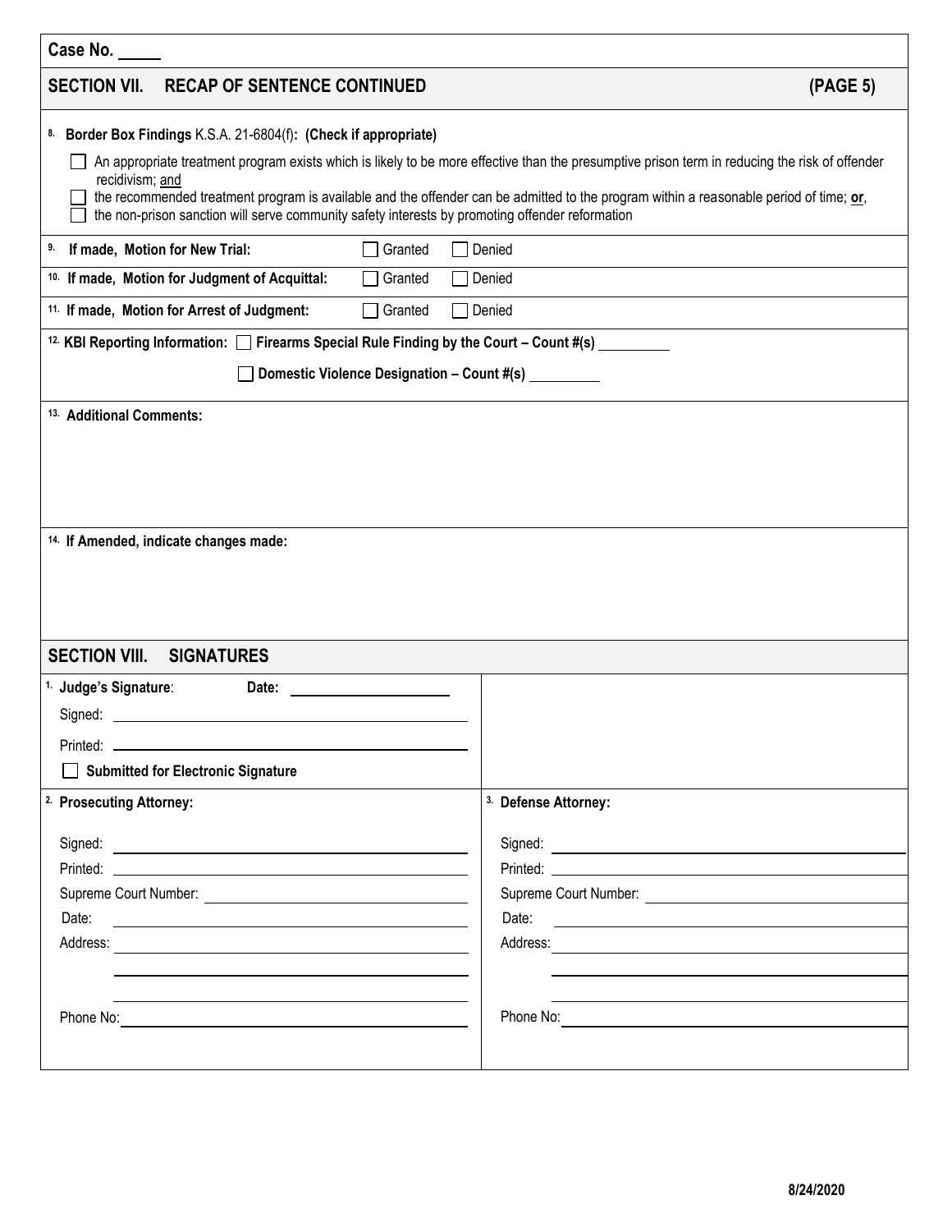**Case No.** _____

## SECTION VII. RECAP OF SENTENCE CONTINUED (PAGE 5)

8. **Border Box Findings** K.S.A. 21-6804(f)**: (Check if appropriate)**

- ☐ An appropriate treatment program exists which is likely to be more effective than the presumptive prison term in reducing the risk of offender recidivism; and
- ☐ the recommended treatment program is available and the offender can be admitted to the program within a reasonable period of time; **or**,
- ☐ the non-prison sanction will serve community safety interests by promoting offender reformation

9. **If made, Motion for New Trial:** ☐ Granted ☐ Denied

10. **If made, Motion for Judgment of Acquittal:** ☐ Granted ☐ Denied

11. **If made, Motion for Arrest of Judgment:** ☐ Granted ☐ Denied

12. **KBI Reporting Information:** ☐ **Firearms Special Rule Finding by the Court – Count #(s)** _________

☐ **Domestic Violence Designation – Count #(s)** _________

13. **Additional Comments:**

14. **If Amended, indicate changes made:**

## SECTION VIII. SIGNATURES

1. **Judge's Signature**: **Date:** ____________________

Signed: ________________________________

Printed: ________________________________

☐ **Submitted for Electronic Signature**

2. **Prosecuting Attorney:**

Signed: ________________________________

Printed: ________________________________

Supreme Court Number: ________________________________

Date: ________________________________

Address: ________________________________

Phone No: ________________________________

3. **Defense Attorney:**

Signed: ________________________________

Printed: ________________________________

Supreme Court Number: ________________________________

Date: ________________________________

Address: ________________________________

Phone No: ________________________________

**8/24/2020**